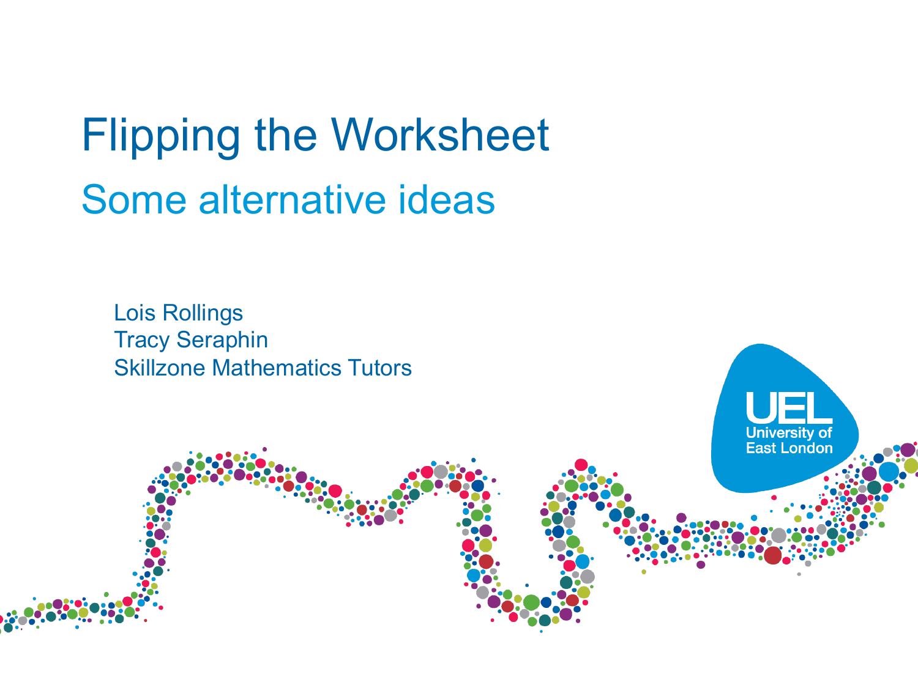# Flipping the Worksheet

## Some alternative ideas

Lois Rollings
Tracy Seraphin
Skillzone Mathematics Tutors

UEL
University of East London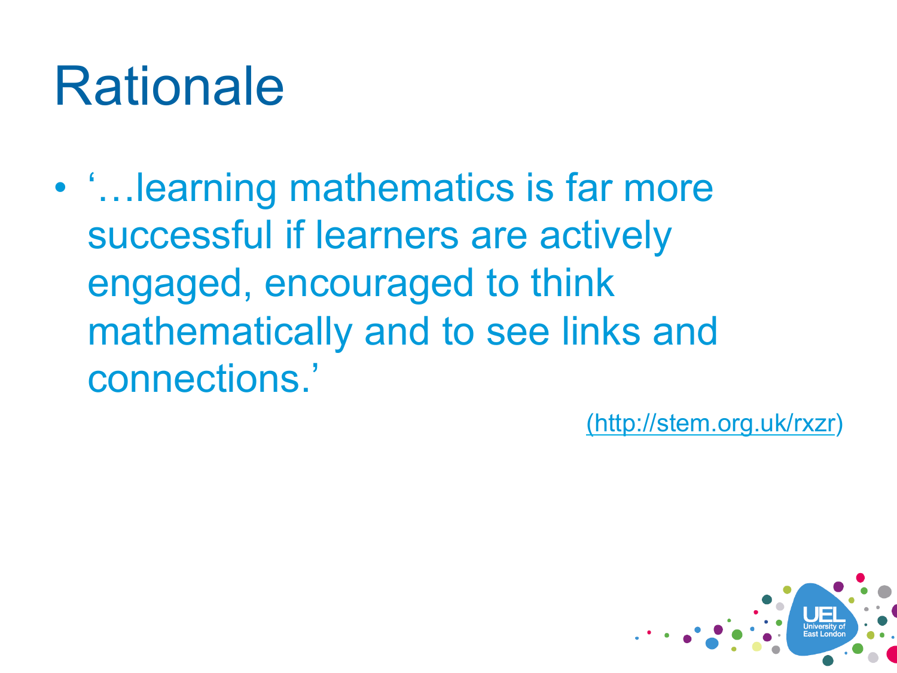# Rationale

- '…learning mathematics is far more successful if learners are actively engaged, encouraged to think mathematically and to see links and connections.'

(http://stem.org.uk/rxzr)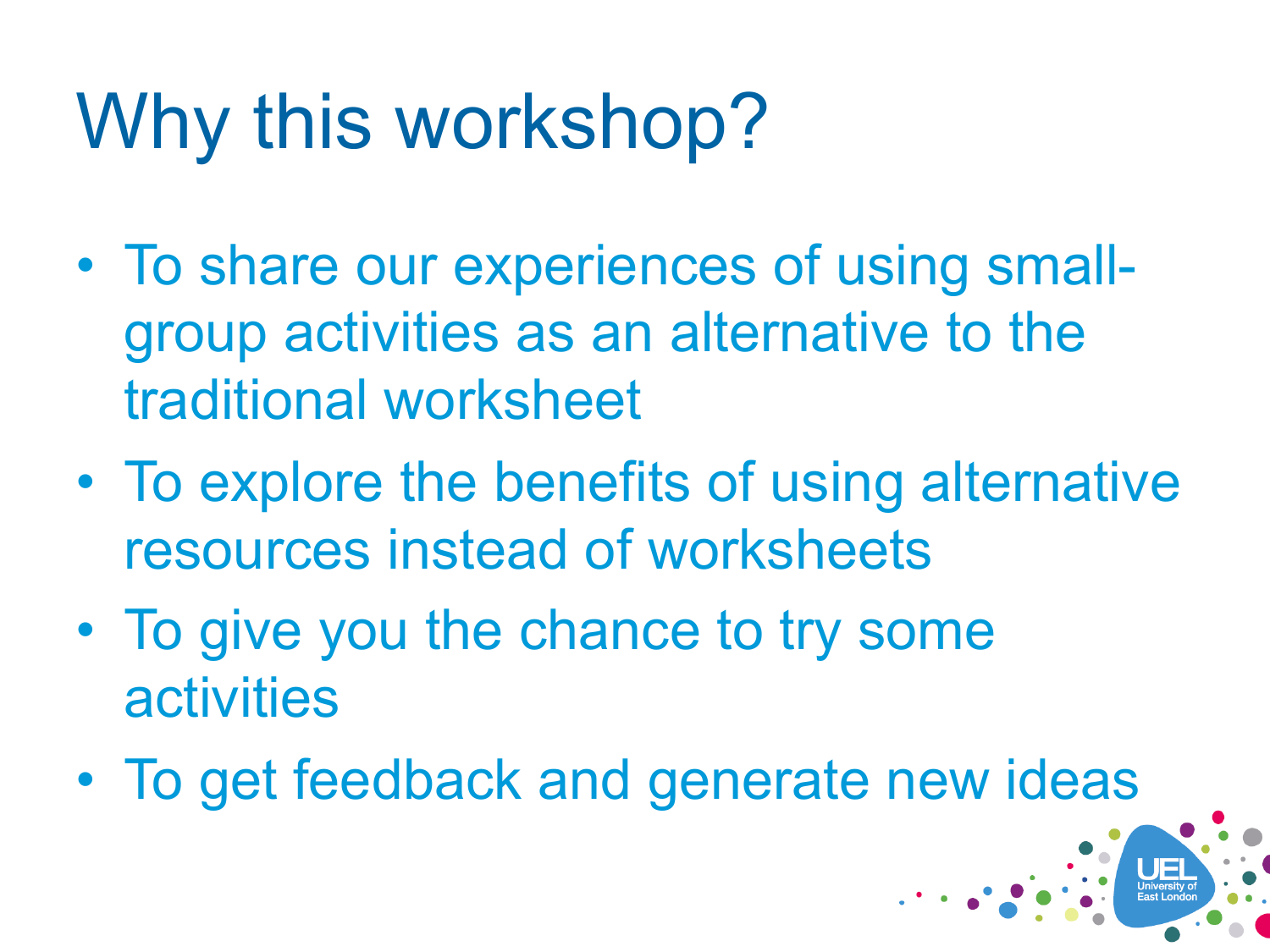# Why this workshop?

- To share our experiences of using small-group activities as an alternative to the traditional worksheet
- To explore the benefits of using alternative resources instead of worksheets
- To give you the chance to try some activities
- To get feedback and generate new ideas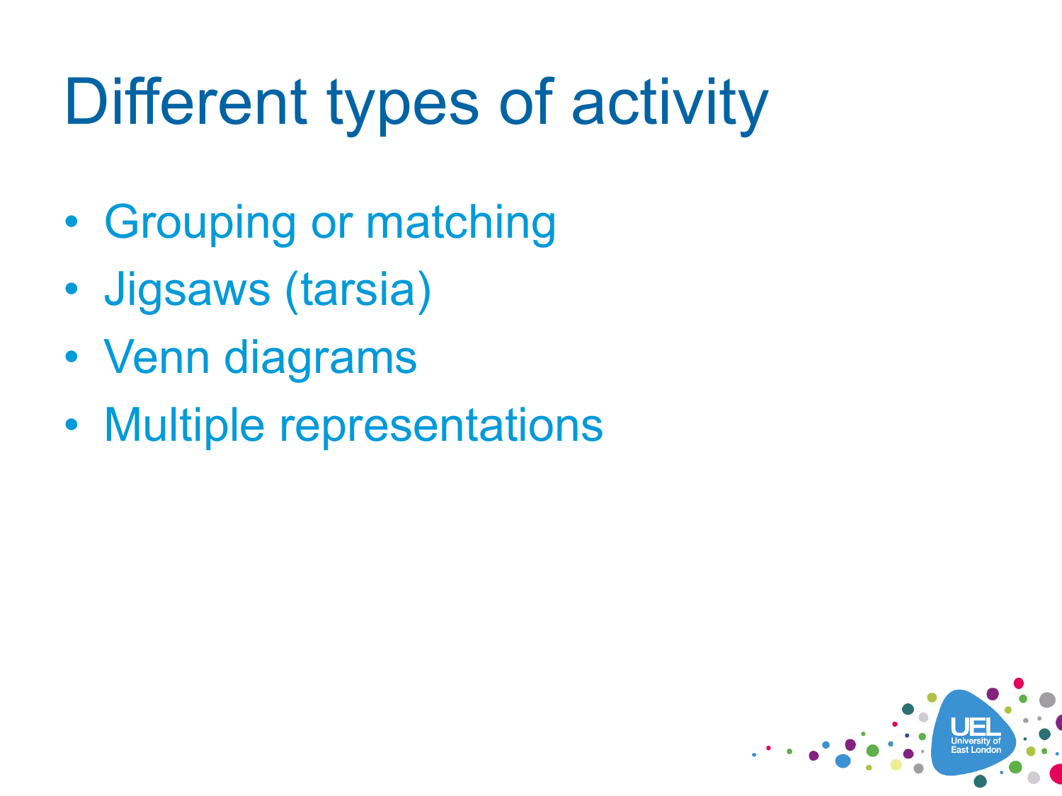# Different types of activity

- Grouping or matching
- Jigsaws (tarsia)
- Venn diagrams
- Multiple representations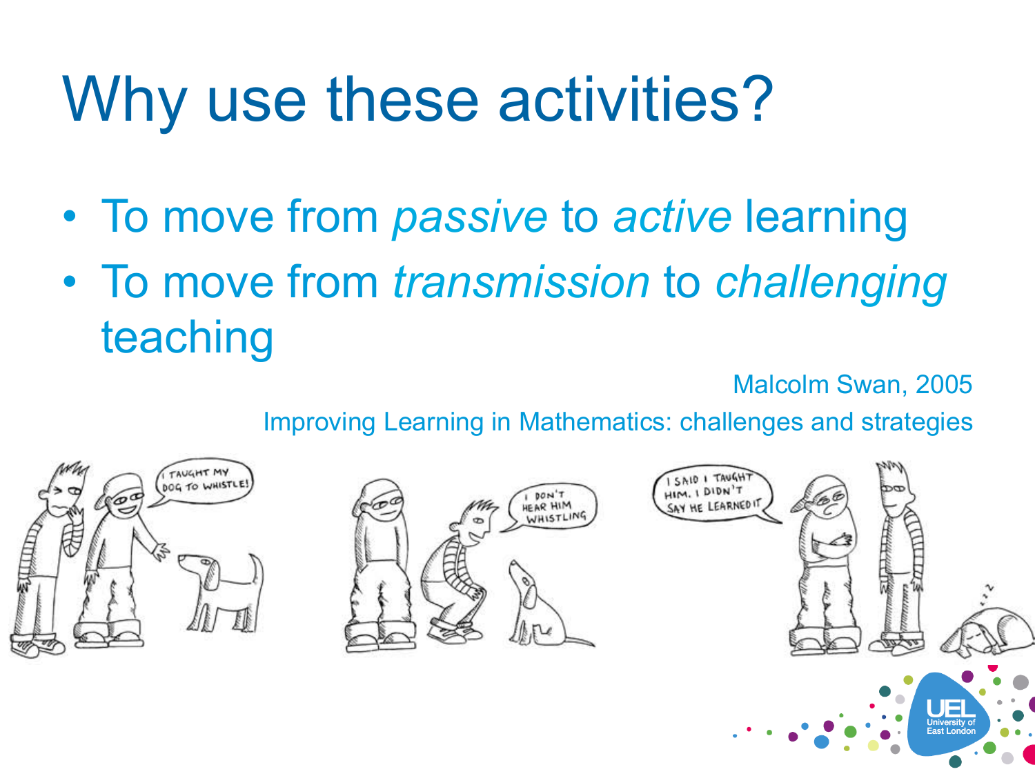# Why use these activities?

- To move from *passive* to *active* learning
- To move from *transmission* to *challenging* teaching

Malcolm Swan, 2005

Improving Learning in Mathematics: challenges and strategies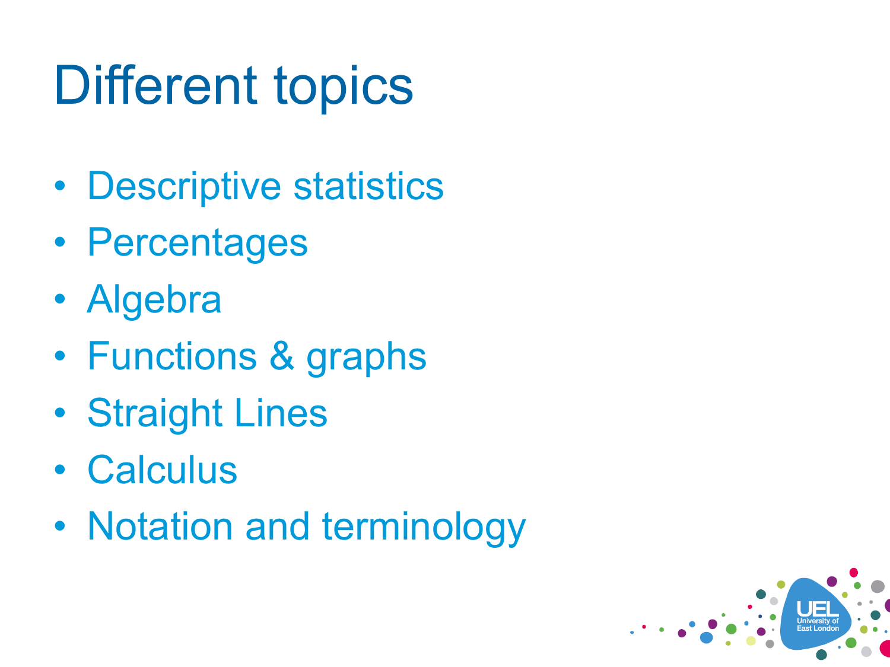# Different topics

- Descriptive statistics
- Percentages
- Algebra
- Functions & graphs
- Straight Lines
- Calculus
- Notation and terminology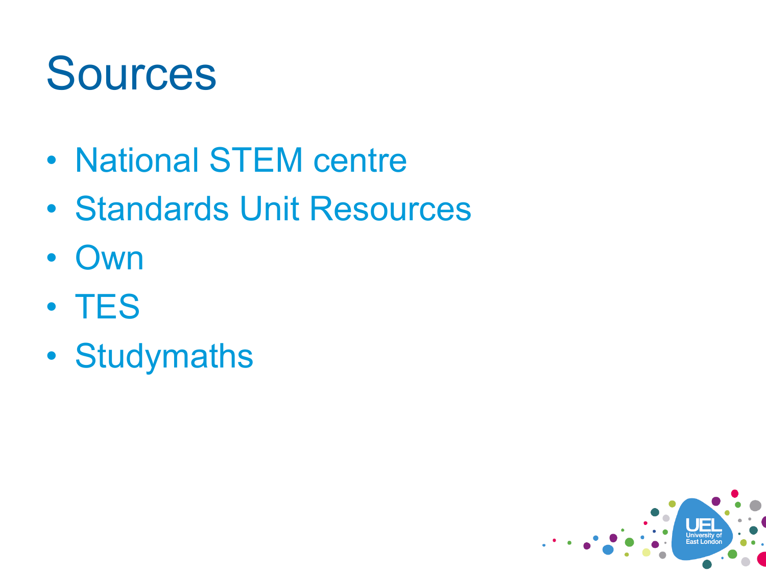# Sources

- National STEM centre
- Standards Unit Resources
- Own
- TES
- Studymaths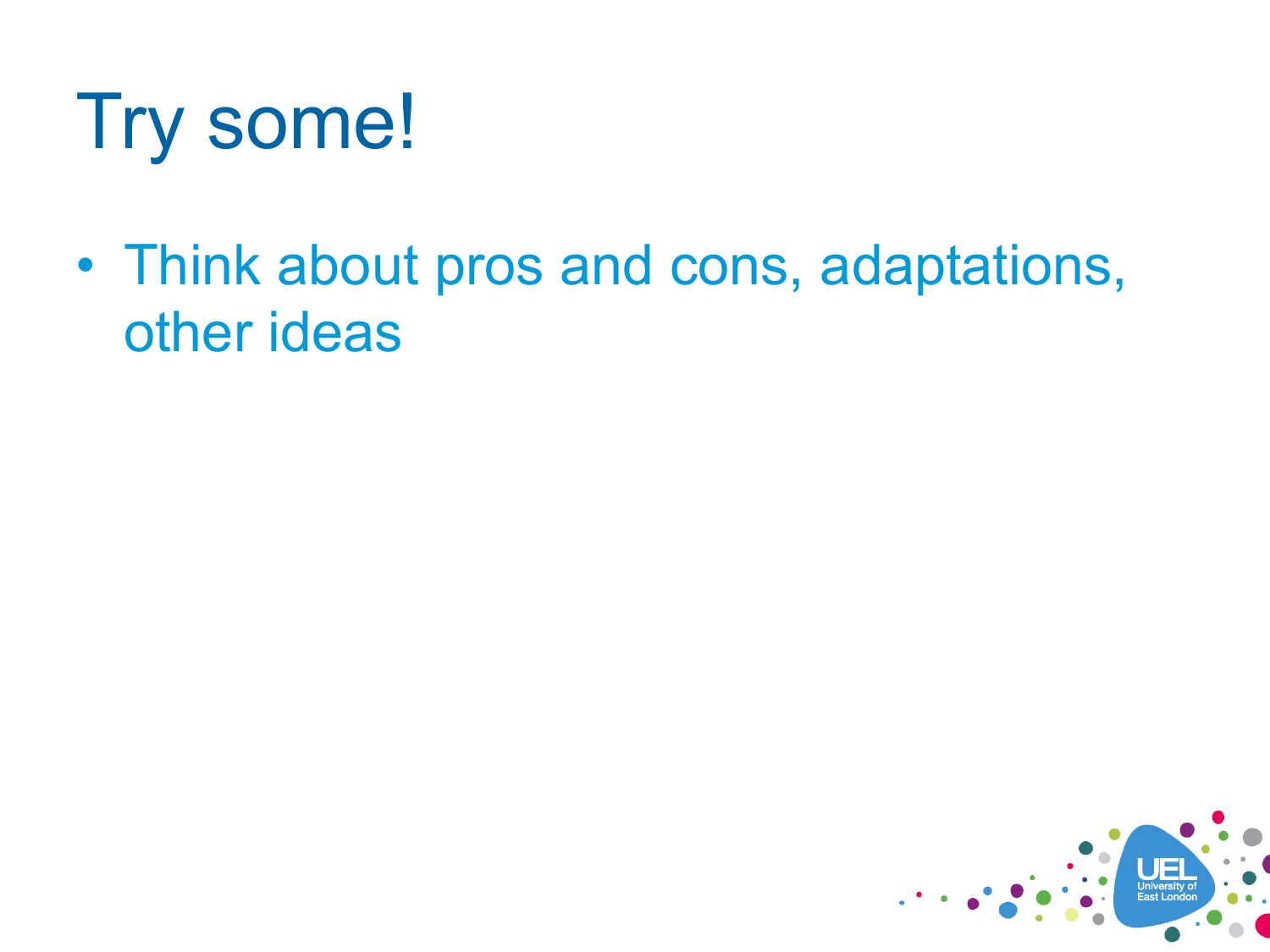# Try some!

- Think about pros and cons, adaptations, other ideas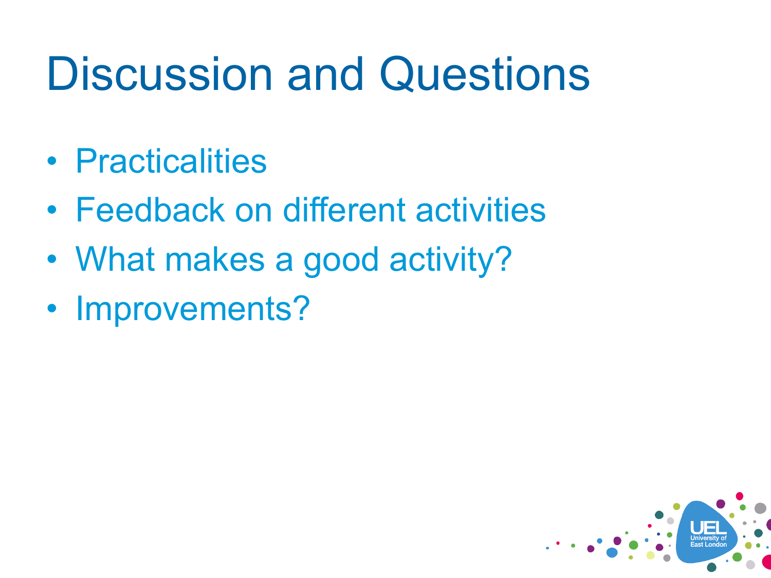# Discussion and Questions

- Practicalities
- Feedback on different activities
- What makes a good activity?
- Improvements?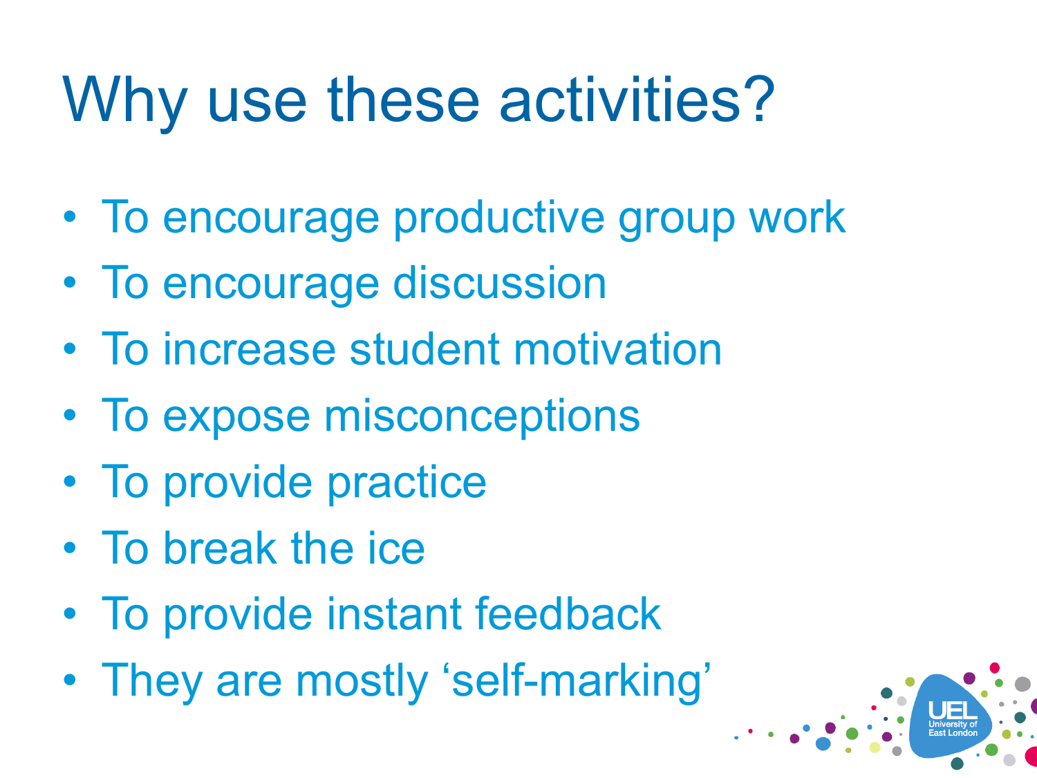# Why use these activities?

- To encourage productive group work
- To encourage discussion
- To increase student motivation
- To expose misconceptions
- To provide practice
- To break the ice
- To provide instant feedback
- They are mostly ‘self-marking’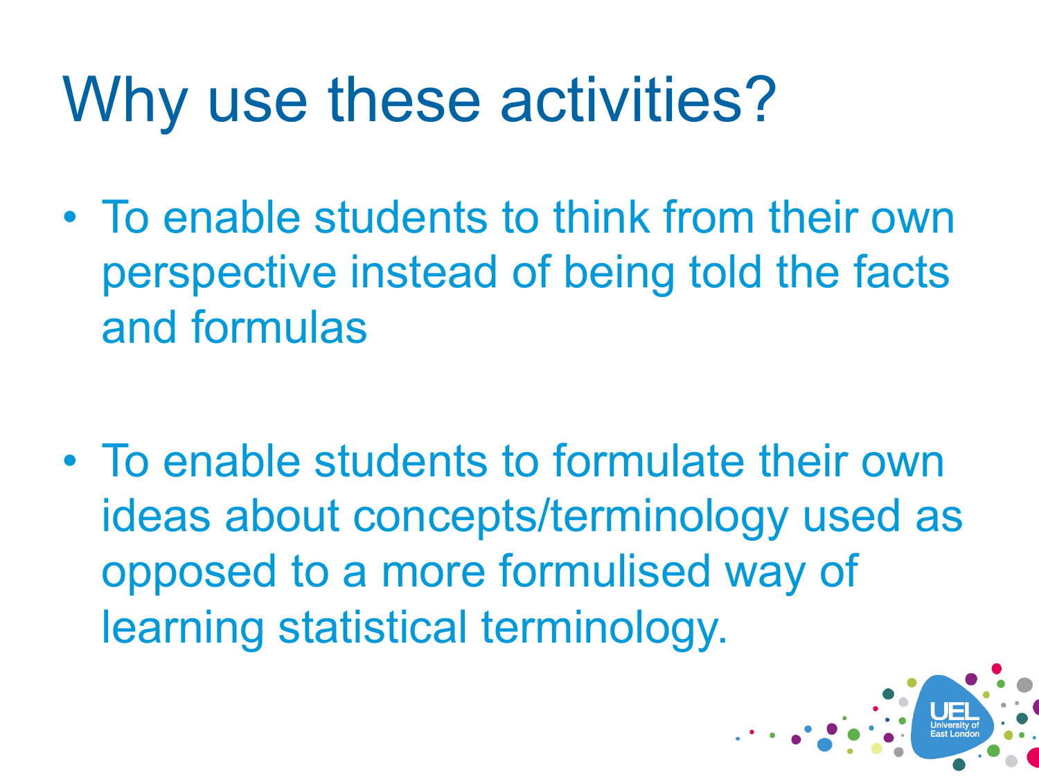# Why use these activities?

- To enable students to think from their own perspective instead of being told the facts and formulas

- To enable students to formulate their own ideas about concepts/terminology used as opposed to a more formulised way of learning statistical terminology.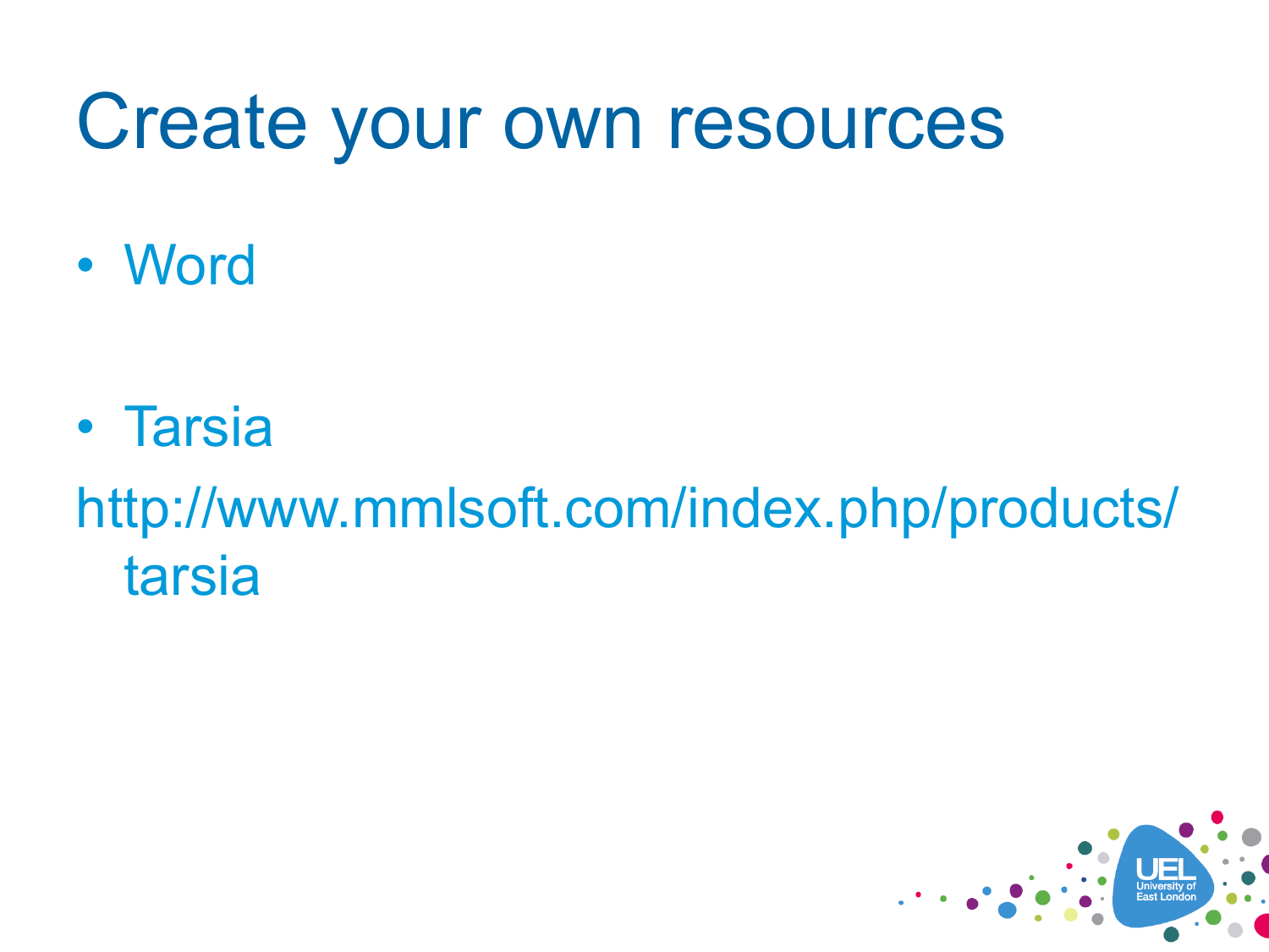# Create your own resources

- Word

- Tarsia

http://www.mmlsoft.com/index.php/products/tarsia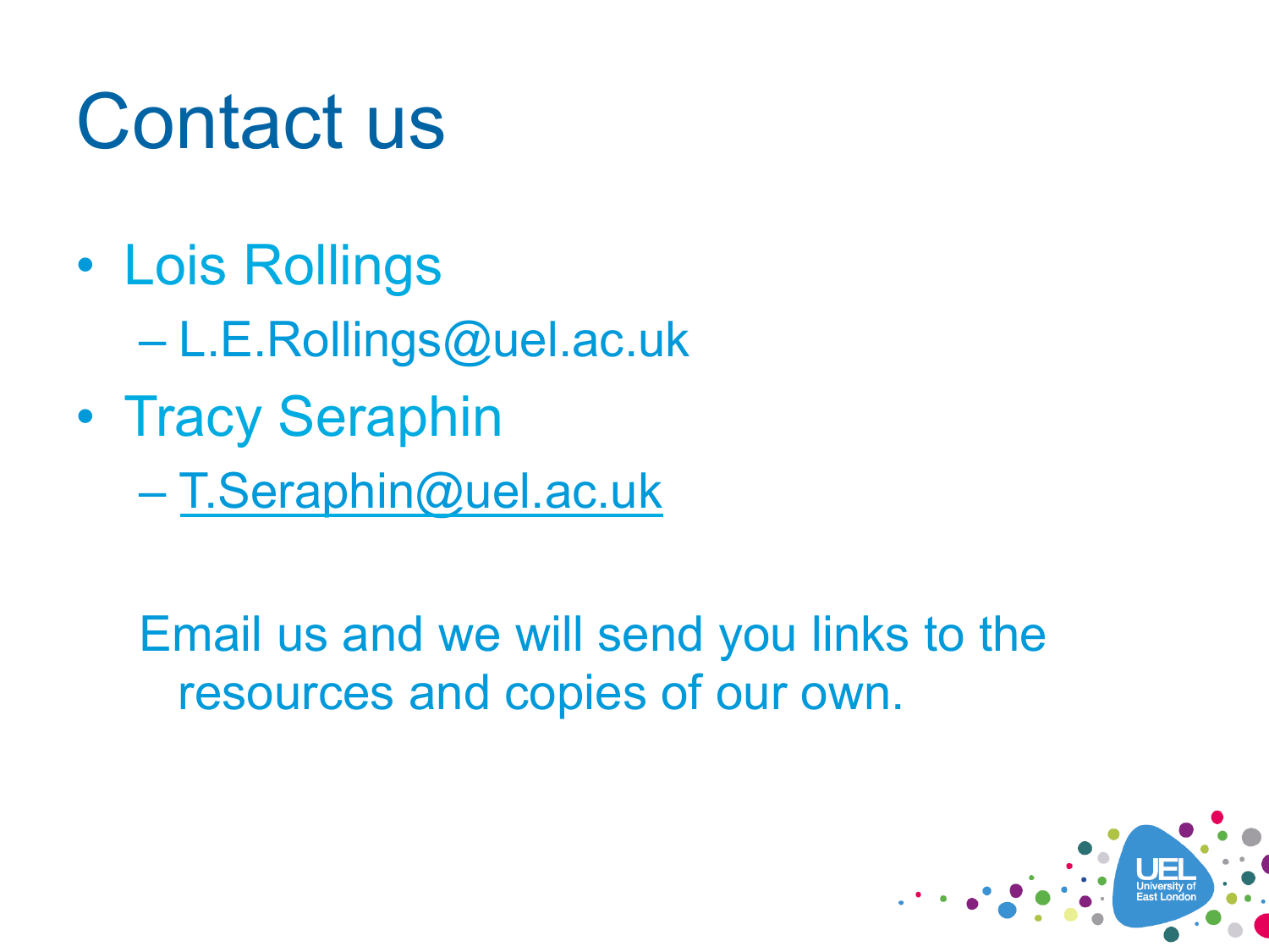# Contact us

- Lois Rollings
  - L.E.Rollings@uel.ac.uk
- Tracy Seraphin
  - T.Seraphin@uel.ac.uk

Email us and we will send you links to the resources and copies of our own.